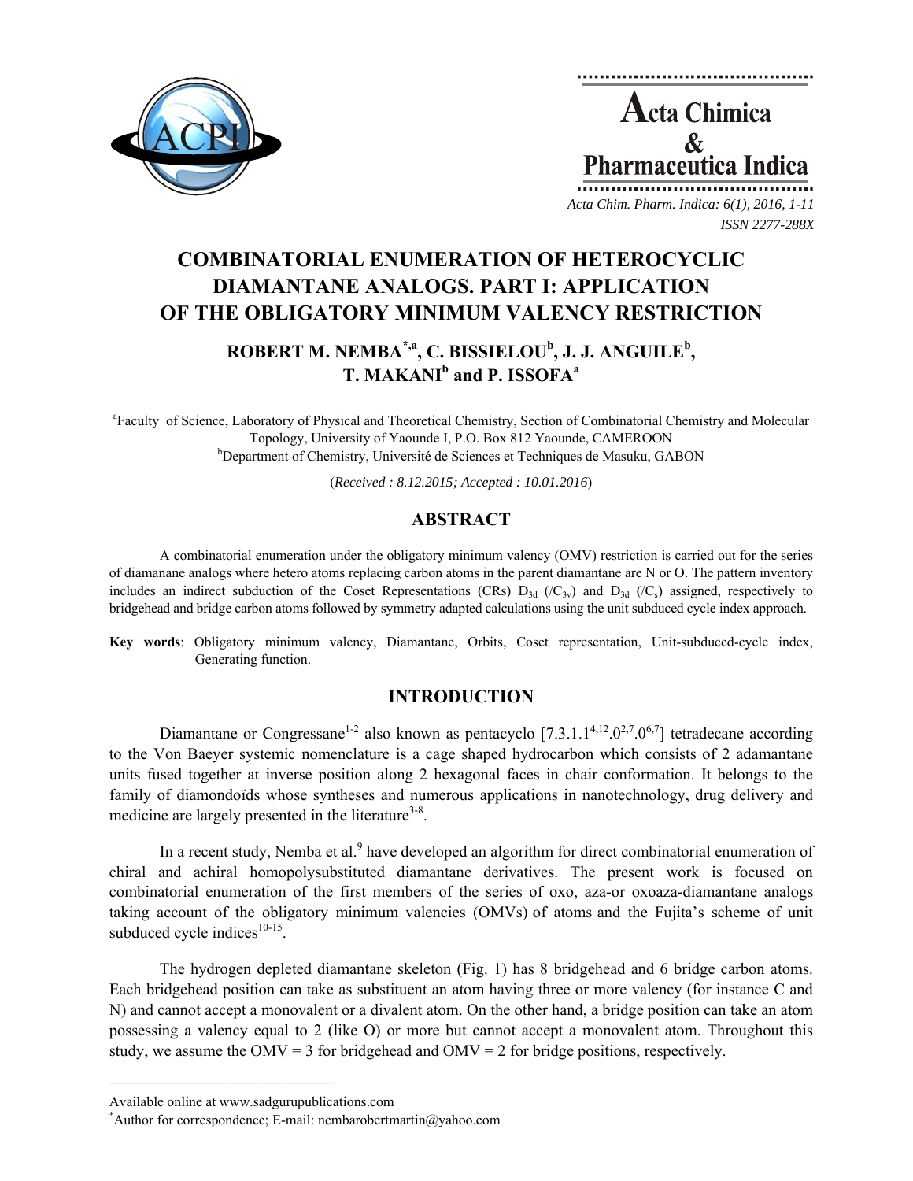Acta Chimica & Pharmaceutica Indica

*Acta Chim. Pharm. Indica: 6(1), 2016, 1-11*
*ISSN 2277-288X*

# COMBINATORIAL ENUMERATION OF HETEROCYCLIC DIAMANTANE ANALOGS. PART I: APPLICATION OF THE OBLIGATORY MINIMUM VALENCY RESTRICTION

**ROBERT M. NEMBA[*,a], C. BISSIELOU[b], J. J. ANGUILE[b], T. MAKANI[b] and P. ISSOFA[a]**

[a]Faculty of Science, Laboratory of Physical and Theoretical Chemistry, Section of Combinatorial Chemistry and Molecular Topology, University of Yaounde I, P.O. Box 812 Yaounde, CAMEROON
[b]Department of Chemistry, Université de Sciences et Techniques de Masuku, GABON

(*Received : 8.12.2015; Accepted : 10.01.2016*)

## ABSTRACT

A combinatorial enumeration under the obligatory minimum valency (OMV) restriction is carried out for the series of diamanane analogs where hetero atoms replacing carbon atoms in the parent diamantane are N or O. The pattern inventory includes an indirect subduction of the Coset Representations (CRs) $D_{3d}$ ($/C_{3v}$) and $D_{3d}$ ($/C_s$) assigned, respectively to bridgehead and bridge carbon atoms followed by symmetry adapted calculations using the unit subduced cycle index approach.

**Key words**: Obligatory minimum valency, Diamantane, Orbits, Coset representation, Unit-subduced-cycle index, Generating function.

## INTRODUCTION

Diamantane or Congressane[1-2] also known as pentacyclo $[7.3.1.1^{4,12}.0^{2,7}.0^{6,7}]$ tetradecane according to the Von Baeyer systemic nomenclature is a cage shaped hydrocarbon which consists of 2 adamantane units fused together at inverse position along 2 hexagonal faces in chair conformation. It belongs to the family of diamondoïds whose syntheses and numerous applications in nanotechnology, drug delivery and medicine are largely presented in the literature[3-8].

In a recent study, Nemba et al.[9] have developed an algorithm for direct combinatorial enumeration of chiral and achiral homopolysubstituted diamantane derivatives. The present work is focused on combinatorial enumeration of the first members of the series of oxo, aza-or oxoaza-diamantane analogs taking account of the obligatory minimum valencies (OMVs) of atoms and the Fujita's scheme of unit subduced cycle indices[10-15].

The hydrogen depleted diamantane skeleton (Fig. 1) has 8 bridgehead and 6 bridge carbon atoms. Each bridgehead position can take as substituent an atom having three or more valency (for instance C and N) and cannot accept a monovalent or a divalent atom. On the other hand, a bridge position can take an atom possessing a valency equal to 2 (like O) or more but cannot accept a monovalent atom. Throughout this study, we assume the OMV = 3 for bridgehead and OMV = 2 for bridge positions, respectively.

Available online at www.sadgurupublications.com
[*]Author for correspondence; E-mail: nembarobertmartin@yahoo.com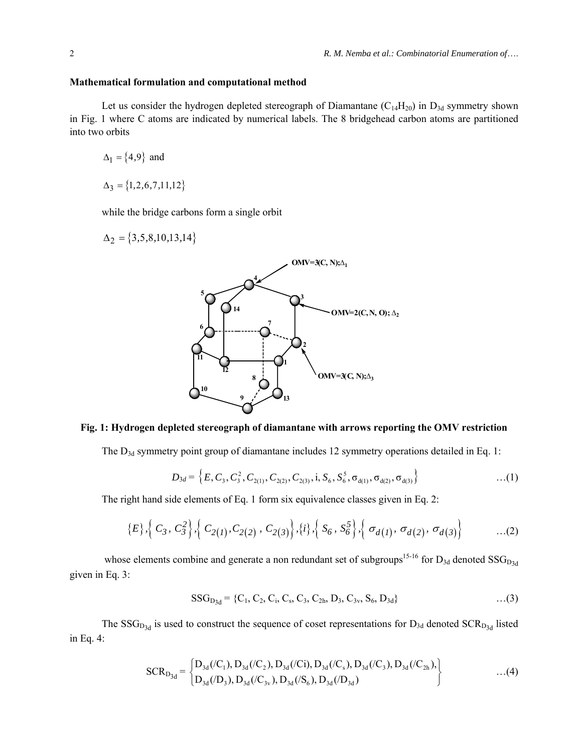## Mathematical formulation and computational method

Let us consider the hydrogen depleted stereograph of Diamantane ($C_{14}H_{20}$) in $D_{3d}$ symmetry shown in Fig. 1 where C atoms are indicated by numerical labels. The 8 bridgehead carbon atoms are partitioned into two orbits

$\Delta_1 = \{4,9\}$ and

$\Delta_3 = \{1,2,6,7,11,12\}$

while the bridge carbons form a single orbit

$\Delta_2 = \{3,5,8,10,13,14\}$

OMV=3(C, N);$\Delta_1$

OMV=2(C, N, O); $\Delta_2$

OMV=3(C, N);$\Delta_3$

**Fig. 1: Hydrogen depleted stereograph of diamantane with arrows reporting the OMV restriction**

The $D_{3d}$ symmetry point group of diamantane includes 12 symmetry operations detailed in Eq. 1:

$$D_{3d} = \left\{E, C_3, C_3^2, C_{2(1)}, C_{2(2)}, C_{2(3)}, \mathrm{i}, S_6, S_6^5, \sigma_{d(1)}, \sigma_{d(2)}, \sigma_{d(3)}\right\} \qquad \ldots(1)$$

The right hand side elements of Eq. 1 form six equivalence classes given in Eq. 2:

$$\{E\}, \left\{C_3, C_3^2\right\}, \left\{C_{2(1)}, C_{2(2)}, C_{2(3)}\right\}, \{i\}, \left\{S_6, S_6^5\right\}, \left\{\sigma_{d(1)}, \sigma_{d(2)}, \sigma_{d(3)}\right\} \qquad \ldots(2)$$

whose elements combine and generate a non redundant set of subgroups[15-16] for $D_{3d}$ denoted $SSG_{D_{3d}}$ given in Eq. 3:

$$SSG_{D_{3d}} = \{C_1, C_2, C_i, C_s, C_3, C_{2h}, D_3, C_{3v}, S_6, D_{3d}\} \qquad \ldots(3)$$

The $SSG_{D_{3d}}$ is used to construct the sequence of coset representations for $D_{3d}$ denoted $SCR_{D_{3d}}$ listed in Eq. 4:

$$SCR_{D_{3d}} = \left\{\begin{matrix} D_{3d}(/C_1), D_{3d}(/C_2), D_{3d}(/Ci), D_{3d}(/C_s), D_{3d}(/C_3), D_{3d}(/C_{2h}), \\ D_{3d}(/D_3), D_{3d}(/C_{3v}), D_{3d}(/S_6), D_{3d}(/D_{3d}) \end{matrix}\right\} \qquad \ldots(4)$$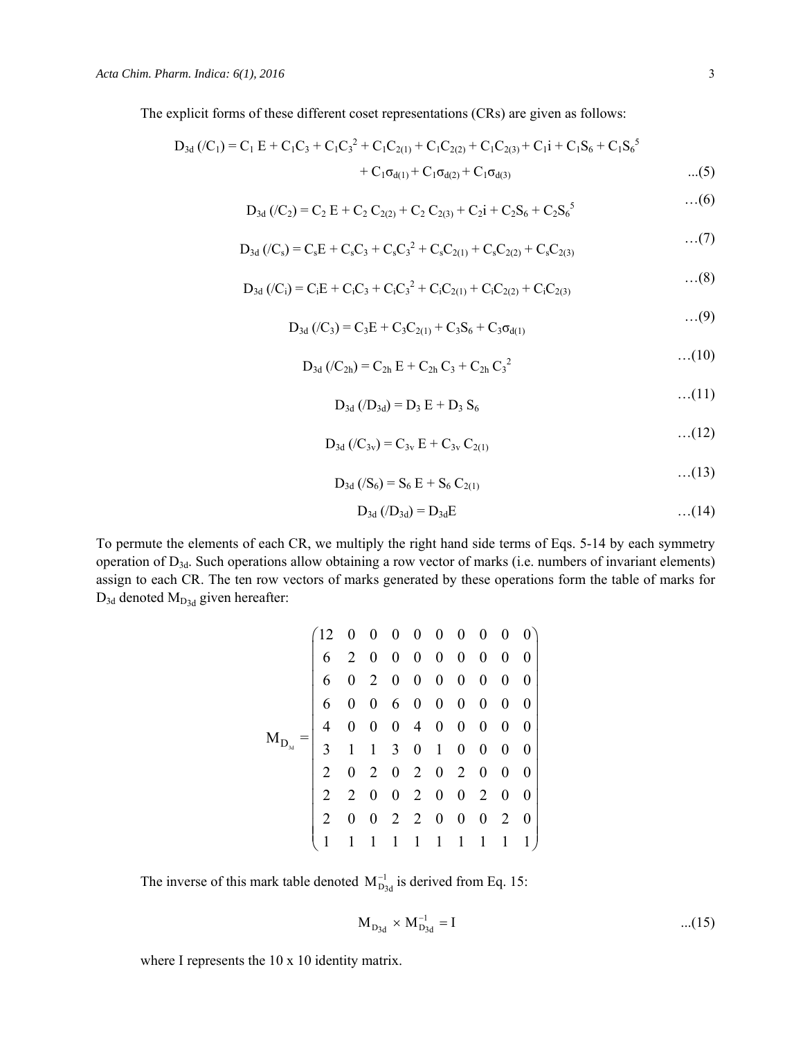The explicit forms of these different coset representations (CRs) are given as follows:

$$D_{3d}\,(/C_1) = C_1\,E + C_1C_3 + C_1C_3^2 + C_1C_{2(1)} + C_1C_{2(2)} + C_1C_{2(3)} + C_1i + C_1S_6 + C_1S_6^5 + C_1\sigma_{d(1)} + C_1\sigma_{d(2)} + C_1\sigma_{d(3)} \quad ...(5)$$

$$D_{3d}\,(/C_2) = C_2\,E + C_2\,C_{2(2)} + C_2\,C_{2(3)} + C_2i + C_2S_6 + C_2S_6^5 \quad ...(6)$$

$$D_{3d}\,(/C_s) = C_sE + C_sC_3 + C_sC_3^2 + C_sC_{2(1)} + C_sC_{2(2)} + C_sC_{2(3)} \quad ...(7)$$

$$D_{3d}\,(/C_i) = C_iE + C_iC_3 + C_iC_3^2 + C_iC_{2(1)} + C_iC_{2(2)} + C_iC_{2(3)} \quad ...(8)$$

$$D_{3d}\,(/C_3) = C_3E + C_3C_{2(1)} + C_3S_6 + C_3\sigma_{d(1)} \quad ...(9)$$

$$D_{3d}\,(/C_{2h}) = C_{2h}\,E + C_{2h}\,C_3 + C_{2h}\,C_3^2 \quad ...(10)$$

$$D_{3d}\,(/D_{3d}) = D_3\,E + D_3\,S_6 \quad ...(11)$$

$$D_{3d}\,(/C_{3v}) = C_{3v}\,E + C_{3v}\,C_{2(1)} \quad ...(12)$$

$$D_{3d}\,(/S_6) = S_6\,E + S_6\,C_{2(1)} \quad ...(13)$$

$$D_{3d}\,(/D_{3d}) = D_{3d}E \quad ...(14)$$

To permute the elements of each CR, we multiply the right hand side terms of Eqs. 5-14 by each symmetry operation of $D_{3d}$. Such operations allow obtaining a row vector of marks (i.e. numbers of invariant elements) assign to each CR. The ten row vectors of marks generated by these operations form the table of marks for $D_{3d}$ denoted $M_{D_{3d}}$ given hereafter:

$$M_{D_{3d}} = \begin{pmatrix} 12 & 0 & 0 & 0 & 0 & 0 & 0 & 0 & 0 & 0 \\ 6 & 2 & 0 & 0 & 0 & 0 & 0 & 0 & 0 & 0 \\ 6 & 0 & 2 & 0 & 0 & 0 & 0 & 0 & 0 & 0 \\ 6 & 0 & 0 & 6 & 0 & 0 & 0 & 0 & 0 & 0 \\ 4 & 0 & 0 & 0 & 4 & 0 & 0 & 0 & 0 & 0 \\ 3 & 1 & 1 & 3 & 0 & 1 & 0 & 0 & 0 & 0 \\ 2 & 0 & 2 & 0 & 2 & 0 & 2 & 0 & 0 & 0 \\ 2 & 2 & 0 & 0 & 2 & 0 & 0 & 2 & 0 & 0 \\ 2 & 0 & 0 & 2 & 2 & 0 & 0 & 0 & 2 & 0 \\ 1 & 1 & 1 & 1 & 1 & 1 & 1 & 1 & 1 & 1 \end{pmatrix}$$

The inverse of this mark table denoted $M_{D_{3d}}^{-1}$ is derived from Eq. 15:

$$M_{D_{3d}} \times M_{D_{3d}}^{-1} = I \quad ...(15)$$

where I represents the 10 x 10 identity matrix.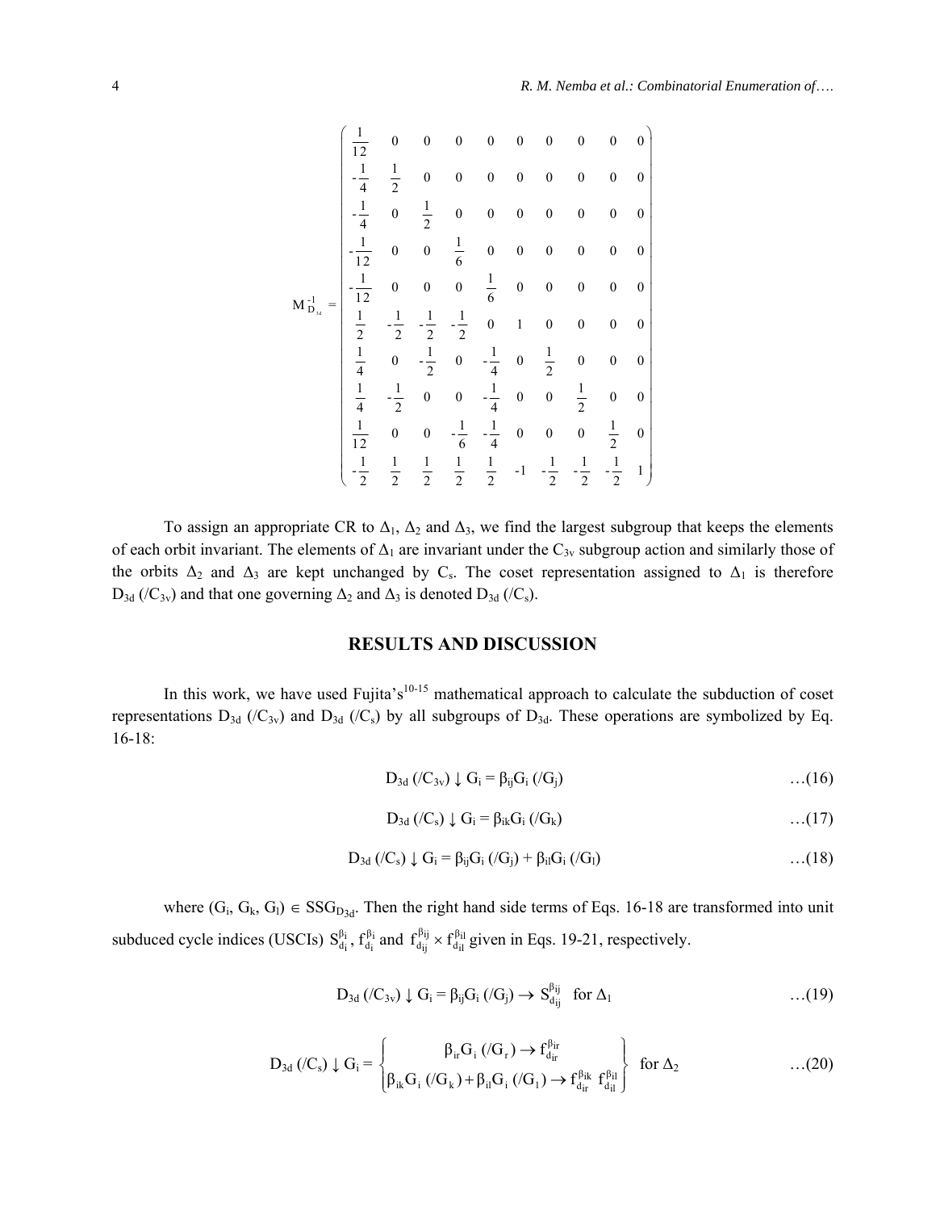$$
M^{-1}_{D_{3d}} = \begin{pmatrix}
\frac{1}{12} & 0 & 0 & 0 & 0 & 0 & 0 & 0 & 0 & 0 \\
-\frac{1}{4} & \frac{1}{2} & 0 & 0 & 0 & 0 & 0 & 0 & 0 & 0 \\
-\frac{1}{4} & 0 & \frac{1}{2} & 0 & 0 & 0 & 0 & 0 & 0 & 0 \\
-\frac{1}{12} & 0 & 0 & \frac{1}{6} & 0 & 0 & 0 & 0 & 0 & 0 \\
-\frac{1}{12} & 0 & 0 & 0 & \frac{1}{6} & 0 & 0 & 0 & 0 & 0 \\
\frac{1}{2} & -\frac{1}{2} & -\frac{1}{2} & -\frac{1}{2} & 0 & 1 & 0 & 0 & 0 & 0 \\
\frac{1}{4} & 0 & -\frac{1}{2} & 0 & -\frac{1}{4} & 0 & \frac{1}{2} & 0 & 0 & 0 \\
\frac{1}{4} & -\frac{1}{2} & 0 & 0 & -\frac{1}{4} & 0 & 0 & \frac{1}{2} & 0 & 0 \\
\frac{1}{12} & 0 & 0 & -\frac{1}{6} & -\frac{1}{4} & 0 & 0 & 0 & \frac{1}{2} & 0 \\
-\frac{1}{2} & \frac{1}{2} & \frac{1}{2} & \frac{1}{2} & \frac{1}{2} & -1 & -\frac{1}{2} & -\frac{1}{2} & -\frac{1}{2} & 1
\end{pmatrix}
$$

To assign an appropriate CR to $\Delta_1$, $\Delta_2$ and $\Delta_3$, we find the largest subgroup that keeps the elements of each orbit invariant. The elements of $\Delta_1$ are invariant under the $C_{3v}$ subgroup action and similarly those of the orbits $\Delta_2$ and $\Delta_3$ are kept unchanged by $C_s$. The coset representation assigned to $\Delta_1$ is therefore $D_{3d}$ ($/C_{3v}$) and that one governing $\Delta_2$ and $\Delta_3$ is denoted $D_{3d}$ ($/C_s$).

## RESULTS AND DISCUSSION

In this work, we have used Fujita's[10-15] mathematical approach to calculate the subduction of coset representations $D_{3d}$ ($/C_{3v}$) and $D_{3d}$ ($/C_s$) by all subgroups of $D_{3d}$. These operations are symbolized by Eq. 16-18:

$$D_{3d}\,(/C_{3v}) \downarrow G_i = \beta_{ij} G_i\,(/G_j) \qquad \text{…(16)}$$

$$D_{3d}\,(/C_s) \downarrow G_i = \beta_{ik} G_i\,(/G_k) \qquad \text{…(17)}$$

$$D_{3d}\,(/C_s) \downarrow G_i = \beta_{ij} G_i\,(/G_j) + \beta_{il} G_i\,(/G_l) \qquad \text{…(18)}$$

where $(G_i, G_k, G_l) \in SSG_{D_{3d}}$. Then the right hand side terms of Eqs. 16-18 are transformed into unit subduced cycle indices (USCIs) $S_{d_i}^{\beta_i}$, $f_{d_i}^{\beta_i}$ and $f_{d_{ij}}^{\beta_{ij}} \times f_{d_{il}}^{\beta_{il}}$ given in Eqs. 19-21, respectively.

$$D_{3d}\,(/C_{3v}) \downarrow G_i = \beta_{ij} G_i\,(/G_j) \rightarrow S_{d_{ij}}^{\beta_{ij}} \quad \text{for } \Delta_1 \qquad \text{…(19)}$$

$$D_{3d}\,(/C_s) \downarrow G_i = \left\{ \begin{matrix} \beta_{ir} G_i\,(/G_r) \rightarrow f_{d_{ir}}^{\beta_{ir}} \\ \beta_{ik} G_i\,(/G_k) + \beta_{il} G_i\,(/G_l) \rightarrow f_{d_{ir}}^{\beta_{ik}}\; f_{d_{il}}^{\beta_{il}} \end{matrix} \right\} \quad \text{for } \Delta_2 \qquad \text{…(20)}$$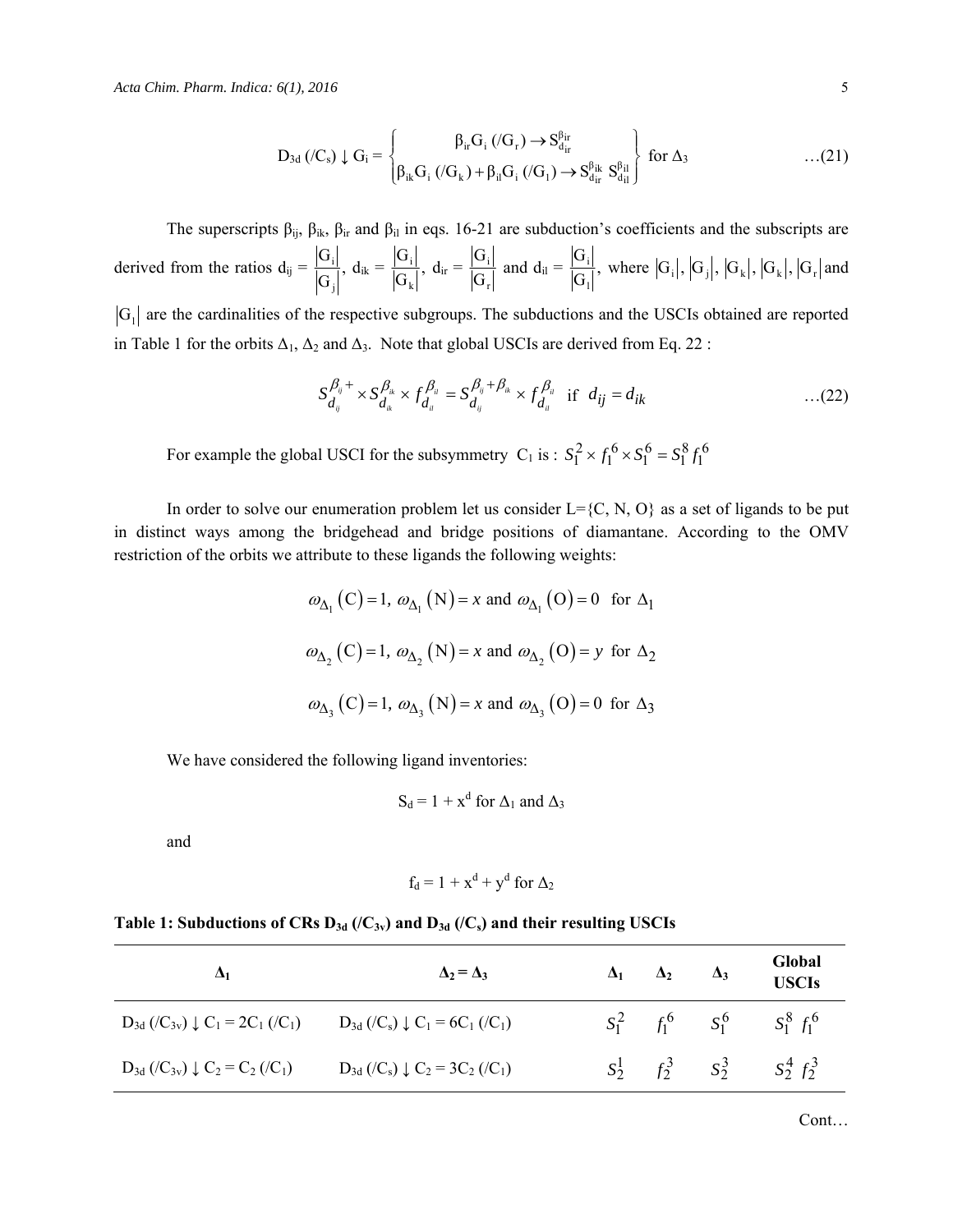$$D_{3d}\,(/C_s)\downarrow G_i = \left\{ \begin{matrix} \beta_{ir}G_i\,(/G_r) \rightarrow S_{d_{ir}}^{\beta_{ir}} \\ \beta_{ik}G_i\,(/G_k) + \beta_{il}G_i\,(/G_l) \rightarrow S_{d_{ir}}^{\beta_{ik}}\,S_{d_{il}}^{\beta_{il}} \end{matrix} \right\} \text{ for } \Delta_3 \qquad \ldots(21)$$

The superscripts $\beta_{ij}$, $\beta_{ik}$, $\beta_{ir}$ and $\beta_{il}$ in eqs. 16-21 are subduction's coefficients and the subscripts are derived from the ratios $d_{ij} = \frac{|G_i|}{|G_j|}$, $d_{ik} = \frac{|G_i|}{|G_k|}$, $d_{ir} = \frac{|G_i|}{|G_r|}$ and $d_{il} = \frac{|G_i|}{|G_l|}$, where $|G_i|$, $|G_j|$, $|G_k|$, $|G_k|$, $|G_r|$ and $|G_l|$ are the cardinalities of the respective subgroups. The subductions and the USCIs obtained are reported in Table 1 for the orbits $\Delta_1$, $\Delta_2$ and $\Delta_3$. Note that global USCIs are derived from Eq. 22 :

$$S_{d_{ij}}^{\beta_{ij}+} \times S_{d_{ik}}^{\beta_{ik}} \times f_{d_{il}}^{\beta_{il}} = S_{d_{ij}}^{\beta_{ij}+\beta_{ik}} \times f_{d_{il}}^{\beta_{il}} \;\text{ if }\; d_{ij} = d_{ik} \qquad \ldots(22)$$

For example the global USCI for the subsymmetry $C_1$ is : $S_1^2 \times f_1^6 \times S_1^6 = S_1^8\, f_1^6$

In order to solve our enumeration problem let us consider L={C, N, O} as a set of ligands to be put in distinct ways among the bridgehead and bridge positions of diamantane. According to the OMV restriction of the orbits we attribute to these ligands the following weights:

$$\omega_{\Delta_1}(\mathrm{C}) = 1,\; \omega_{\Delta_1}(\mathrm{N}) = x \text{ and } \omega_{\Delta_1}(\mathrm{O}) = 0 \;\text{ for } \Delta_1$$

$$\omega_{\Delta_2}(\mathrm{C}) = 1,\; \omega_{\Delta_2}(\mathrm{N}) = x \text{ and } \omega_{\Delta_2}(\mathrm{O}) = y \;\text{ for } \Delta_2$$

$$\omega_{\Delta_3}(\mathrm{C}) = 1,\; \omega_{\Delta_3}(\mathrm{N}) = x \text{ and } \omega_{\Delta_3}(\mathrm{O}) = 0 \;\text{ for } \Delta_3$$

We have considered the following ligand inventories:

$$S_d = 1 + x^d \text{ for } \Delta_1 \text{ and } \Delta_3$$

and

$$f_d = 1 + x^d + y^d \text{ for } \Delta_2$$

**Table 1: Subductions of CRs $D_{3d}$ ($/C_{3v}$) and $D_{3d}$ ($/C_s$) and their resulting USCIs**

| $\Delta_1$ | $\Delta_2 = \Delta_3$ | $\Delta_1$ | $\Delta_2$ | $\Delta_3$ | Global USCIs |
|---|---|---|---|---|---|
| $D_{3d}$ ($/C_{3v}$) ↓ $C_1$ = $2C_1$ ($/C_1$) | $D_{3d}$ ($/C_s$) ↓ $C_1$ = $6C_1$ ($/C_1$) | $S_1^2$ | $f_1^6$ | $S_1^6$ | $S_1^8\ f_1^6$ |
| $D_{3d}$ ($/C_{3v}$) ↓ $C_2$ = $C_2$ ($/C_1$) | $D_{3d}$ ($/C_s$) ↓ $C_2$ = $3C_2$ ($/C_1$) | $S_2^1$ | $f_2^3$ | $S_2^3$ | $S_2^4\ f_2^3$ |

Cont…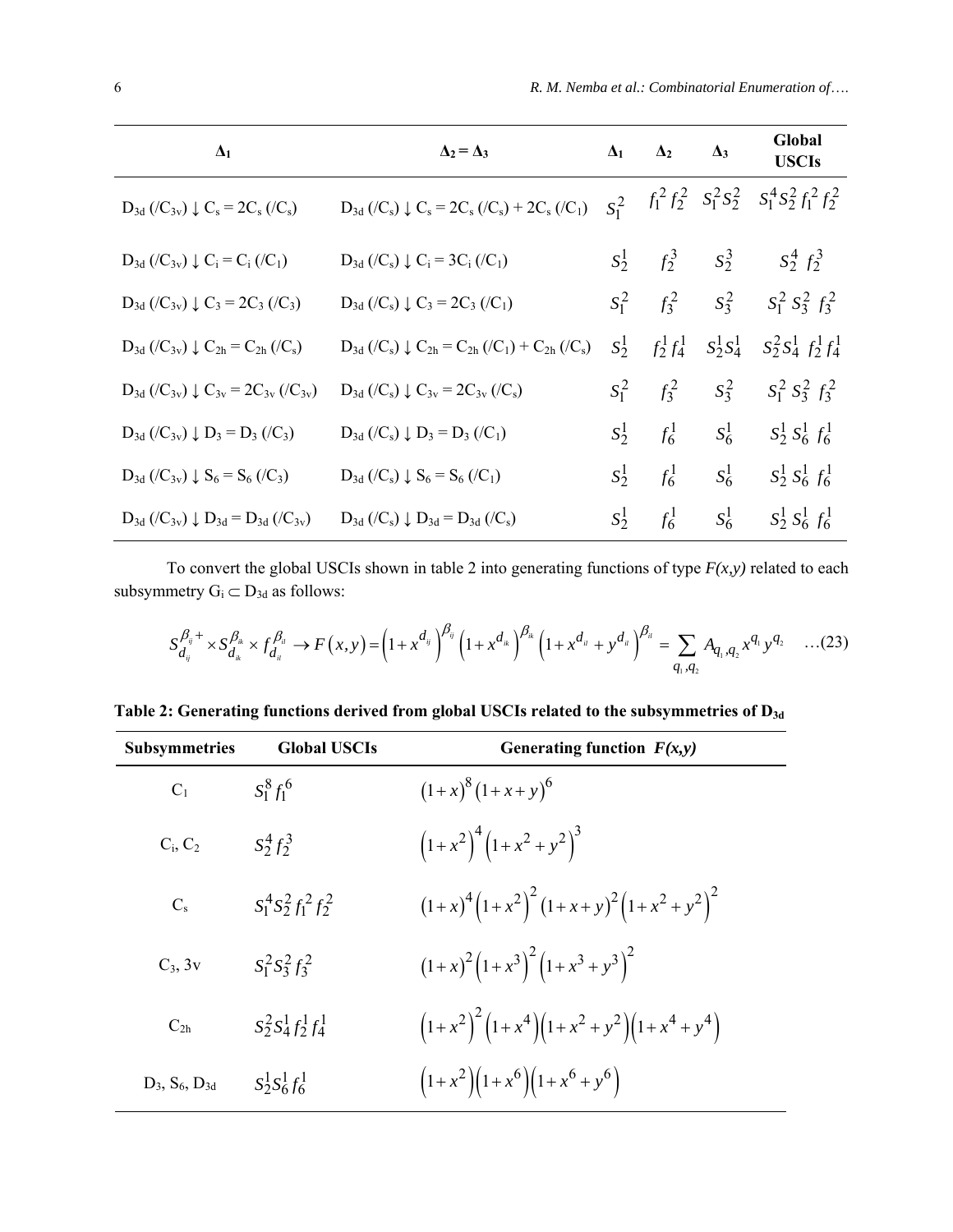| $\Delta_1$ | $\Delta_2 = \Delta_3$ | $\Delta_1$ | $\Delta_2$ | $\Delta_3$ | Global USCIs |
|---|---|---|---|---|---|
| $D_{3d}$ (/$C_{3v}$) ↓ $C_s$ = 2$C_s$ (/$C_s$) | $D_{3d}$ (/$C_s$) ↓ $C_s$ = 2$C_s$ (/$C_s$) + 2$C_s$ (/$C_1$) | $s_1^2$ | $f_1^2 f_2^2$ | $s_1^2 s_2^2$ | $s_1^4 s_2^2 f_1^2 f_2^2$ |
| $D_{3d}$ (/$C_{3v}$) ↓ $C_i$ = $C_i$ (/$C_1$) | $D_{3d}$ (/$C_s$) ↓ $C_i$ = 3$C_i$ (/$C_1$) | $s_2^1$ | $f_2^3$ | $s_2^3$ | $s_2^4 f_2^3$ |
| $D_{3d}$ (/$C_{3v}$) ↓ $C_3$ = 2$C_3$ (/$C_3$) | $D_{3d}$ (/$C_s$) ↓ $C_3$ = 2$C_3$ (/$C_1$) | $s_1^2$ | $f_3^2$ | $s_3^2$ | $s_1^2 s_3^2 f_3^2$ |
| $D_{3d}$ (/$C_{3v}$) ↓ $C_{2h}$ = $C_{2h}$ (/$C_s$) | $D_{3d}$ (/$C_s$) ↓ $C_{2h}$ = $C_{2h}$ (/$C_1$) + $C_{2h}$ (/$C_s$) | $s_2^1$ | $f_2^1 f_4^1$ | $s_2^1 s_4^1$ | $s_2^2 s_4^1 f_2^1 f_4^1$ |
| $D_{3d}$ (/$C_{3v}$) ↓ $C_{3v}$ = 2$C_{3v}$ (/$C_{3v}$) | $D_{3d}$ (/$C_s$) ↓ $C_{3v}$ = 2$C_{3v}$ (/$C_s$) | $s_1^2$ | $f_3^2$ | $s_3^2$ | $s_1^2 s_3^2 f_3^2$ |
| $D_{3d}$ (/$C_{3v}$) ↓ $D_3$ = $D_3$ (/$C_3$) | $D_{3d}$ (/$C_s$) ↓ $D_3$ = $D_3$ (/$C_1$) | $s_2^1$ | $f_6^1$ | $s_6^1$ | $s_2^1 s_6^1 f_6^1$ |
| $D_{3d}$ (/$C_{3v}$) ↓ $S_6$ = $S_6$ (/$C_3$) | $D_{3d}$ (/$C_s$) ↓ $S_6$ = $S_6$ (/$C_1$) | $s_2^1$ | $f_6^1$ | $s_6^1$ | $s_2^1 s_6^1 f_6^1$ |
| $D_{3d}$ (/$C_{3v}$) ↓ $D_{3d}$ = $D_{3d}$ (/$C_{3v}$) | $D_{3d}$ (/$C_s$) ↓ $D_{3d}$ = $D_{3d}$ (/$C_s$) | $s_2^1$ | $f_6^1$ | $s_6^1$ | $s_2^1 s_6^1 f_6^1$ |

To convert the global USCIs shown in table 2 into generating functions of type *F(x,y)* related to each subsymmetry $G_i \subset D_{3d}$ as follows:

$$s_{d_{ij}}^{\beta_{ij}} + \times s_{d_{ik}}^{\beta_{ik}} \times f_{d_{il}}^{\beta_{il}} \rightarrow F(x,y) = \left(1+x^{d_{ij}}\right)^{\beta_{ij}}\left(1+x^{d_{ik}}\right)^{\beta_{ik}}\left(1+x^{d_{il}}+y^{d_{il}}\right)^{\beta_{il}} = \sum_{q_1,q_2} A_{q_1,q_2} x^{q_1} y^{q_2} \quad \dots(23)$$

**Table 2: Generating functions derived from global USCIs related to the subsymmetries of $D_{3d}$**

| Subsymmetries | Global USCIs | Generating function *F(x,y)* |
|---|---|---|
| $C_1$ | $s_1^8 f_1^6$ | $(1+x)^8(1+x+y)^6$ |
| $C_i$, $C_2$ | $s_2^4 f_2^3$ | $\left(1+x^2\right)^4\left(1+x^2+y^2\right)^3$ |
| $C_s$ | $s_1^4 s_2^2 f_1^2 f_2^2$ | $(1+x)^4\left(1+x^2\right)^2(1+x+y)^2\left(1+x^2+y^2\right)^2$ |
| $C_3$, 3v | $s_1^2 s_3^2 f_3^2$ | $(1+x)^2\left(1+x^3\right)^2\left(1+x^3+y^3\right)^2$ |
| $C_{2h}$ | $s_2^2 s_4^1 f_2^1 f_4^1$ | $\left(1+x^2\right)^2\left(1+x^4\right)\left(1+x^2+y^2\right)\left(1+x^4+y^4\right)$ |
| $D_3$, $S_6$, $D_{3d}$ | $s_2^1 s_6^1 f_6^1$ | $\left(1+x^2\right)\left(1+x^6\right)\left(1+x^6+y^6\right)$ |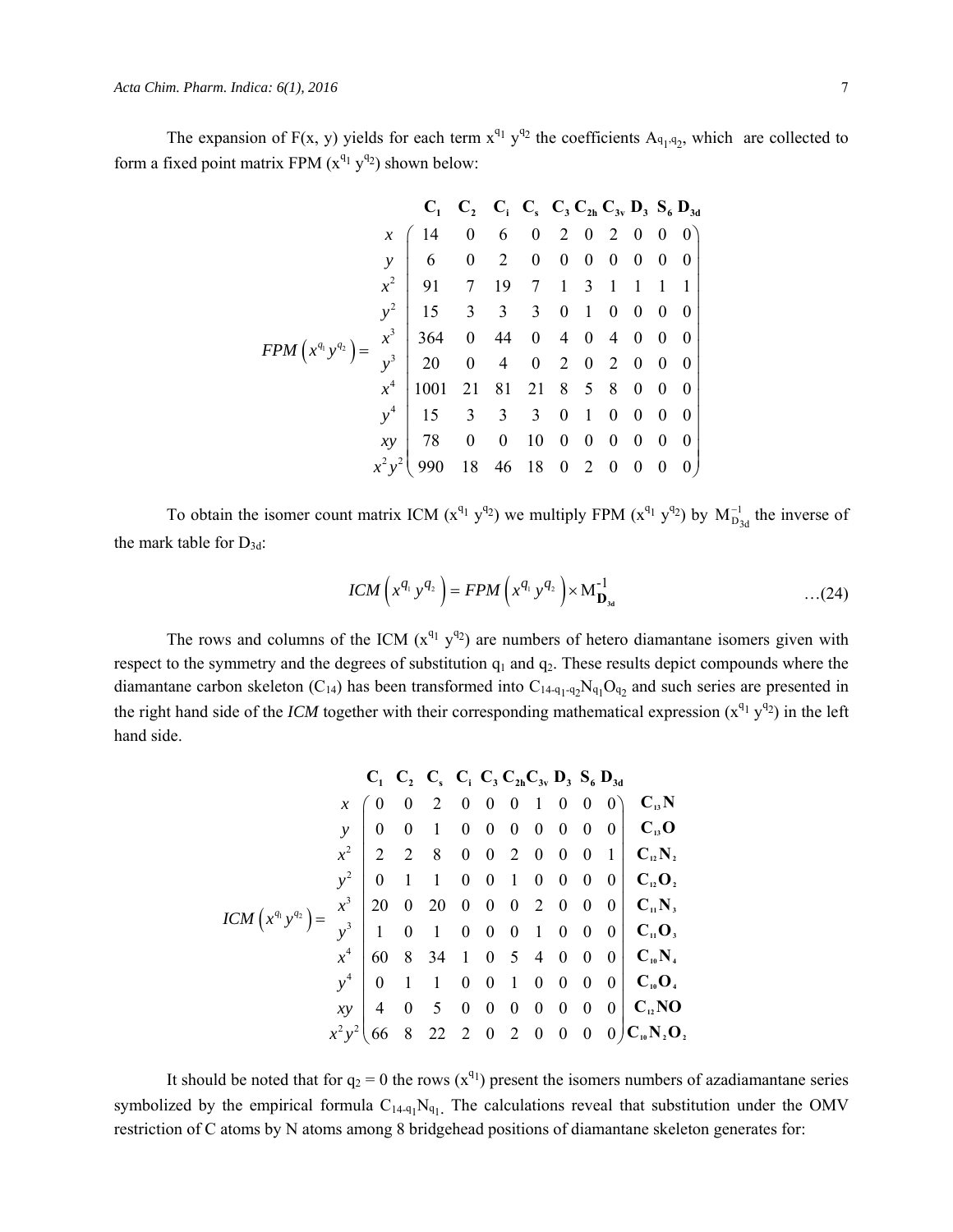The expansion of F(x, y) yields for each term $x^{q_1} y^{q_2}$ the coefficients $A_{q_1,q_2}$, which are collected to form a fixed point matrix FPM ($x^{q_1} y^{q_2}$) shown below:

$$FPM\left(x^{q_1} y^{q_2}\right) = \begin{array}{c} \\ x \\ y \\ x^2 \\ y^2 \\ x^3 \\ y^3 \\ x^4 \\ y^4 \\ xy \\ x^2y^2 \end{array} \begin{array}{c} \begin{array}{cccccccccc} \mathbf{C_1} & \mathbf{C_2} & \mathbf{C_i} & \mathbf{C_s} & \mathbf{C_3} & \mathbf{C_{2h}} & \mathbf{C_{3v}} & \mathbf{D_3} & \mathbf{S_6} & \mathbf{D_{3d}} \end{array} \\ \begin{pmatrix} 14 & 0 & 6 & 0 & 2 & 0 & 2 & 0 & 0 & 0 \\ 6 & 0 & 2 & 0 & 0 & 0 & 0 & 0 & 0 & 0 \\ 91 & 7 & 19 & 7 & 1 & 3 & 1 & 1 & 1 & 1 \\ 15 & 3 & 3 & 3 & 0 & 1 & 0 & 0 & 0 & 0 \\ 364 & 0 & 44 & 0 & 4 & 0 & 4 & 0 & 0 & 0 \\ 20 & 0 & 4 & 0 & 2 & 0 & 2 & 0 & 0 & 0 \\ 1001 & 21 & 81 & 21 & 8 & 5 & 8 & 0 & 0 & 0 \\ 15 & 3 & 3 & 3 & 0 & 1 & 0 & 0 & 0 & 0 \\ 78 & 0 & 0 & 10 & 0 & 0 & 0 & 0 & 0 & 0 \\ 990 & 18 & 46 & 18 & 0 & 2 & 0 & 0 & 0 & 0 \end{pmatrix} \end{array}$$

To obtain the isomer count matrix ICM ($x^{q_1} y^{q_2}$) we multiply FPM ($x^{q_1} y^{q_2}$) by $M_{D_{3d}}^{-1}$ the inverse of the mark table for $D_{3d}$:

$$ICM\left(x^{q_1} y^{q_2}\right) = FPM\left(x^{q_1} y^{q_2}\right) \times M_{\mathbf{D_{3d}}}^{-1} \qquad \ldots(24)$$

The rows and columns of the ICM ($x^{q_1} y^{q_2}$) are numbers of hetero diamantane isomers given with respect to the symmetry and the degrees of substitution $q_1$ and $q_2$. These results depict compounds where the diamantane carbon skeleton ($C_{14}$) has been transformed into $C_{14-q_1-q_2}N_{q_1}O_{q_2}$ and such series are presented in the right hand side of the *ICM* together with their corresponding mathematical expression ($x^{q_1} y^{q_2}$) in the left hand side.

$$ICM\left(x^{q_1} y^{q_2}\right) = \begin{array}{c} \\ x \\ y \\ x^2 \\ y^2 \\ x^3 \\ y^3 \\ x^4 \\ y^4 \\ xy \\ x^2y^2 \end{array} \begin{array}{c} \begin{array}{cccccccccc} \mathbf{C_1} & \mathbf{C_2} & \mathbf{C_s} & \mathbf{C_i} & \mathbf{C_3} & \mathbf{C_{2h}} & \mathbf{C_{3v}} & \mathbf{D_3} & \mathbf{S_6} & \mathbf{D_{3d}} \end{array} \\ \begin{pmatrix} 0 & 0 & 2 & 0 & 0 & 0 & 1 & 0 & 0 & 0 \\ 0 & 0 & 1 & 0 & 0 & 0 & 0 & 0 & 0 & 0 \\ 2 & 2 & 8 & 0 & 0 & 2 & 0 & 0 & 0 & 1 \\ 0 & 1 & 1 & 0 & 0 & 1 & 0 & 0 & 0 & 0 \\ 20 & 0 & 20 & 0 & 0 & 0 & 2 & 0 & 0 & 0 \\ 1 & 0 & 1 & 0 & 0 & 0 & 1 & 0 & 0 & 0 \\ 60 & 8 & 34 & 1 & 0 & 5 & 4 & 0 & 0 & 0 \\ 0 & 1 & 1 & 0 & 0 & 1 & 0 & 0 & 0 & 0 \\ 4 & 0 & 5 & 0 & 0 & 0 & 0 & 0 & 0 & 0 \\ 66 & 8 & 22 & 2 & 0 & 2 & 0 & 0 & 0 & 0 \end{pmatrix} \end{array} \begin{array}{l} \\ \mathbf{C_{13}N} \\ \mathbf{C_{13}O} \\ \mathbf{C_{12}N_2} \\ \mathbf{C_{12}O_2} \\ \mathbf{C_{11}N_3} \\ \mathbf{C_{11}O_3} \\ \mathbf{C_{10}N_4} \\ \mathbf{C_{10}O_4} \\ \mathbf{C_{12}NO} \\ \mathbf{C_{10}N_2O_2} \end{array}$$

It should be noted that for $q_2 = 0$ the rows ($x^{q_1}$) present the isomers numbers of azadiamantane series symbolized by the empirical formula $C_{14-q_1}N_{q_1}$. The calculations reveal that substitution under the OMV restriction of C atoms by N atoms among 8 bridgehead positions of diamantane skeleton generates for: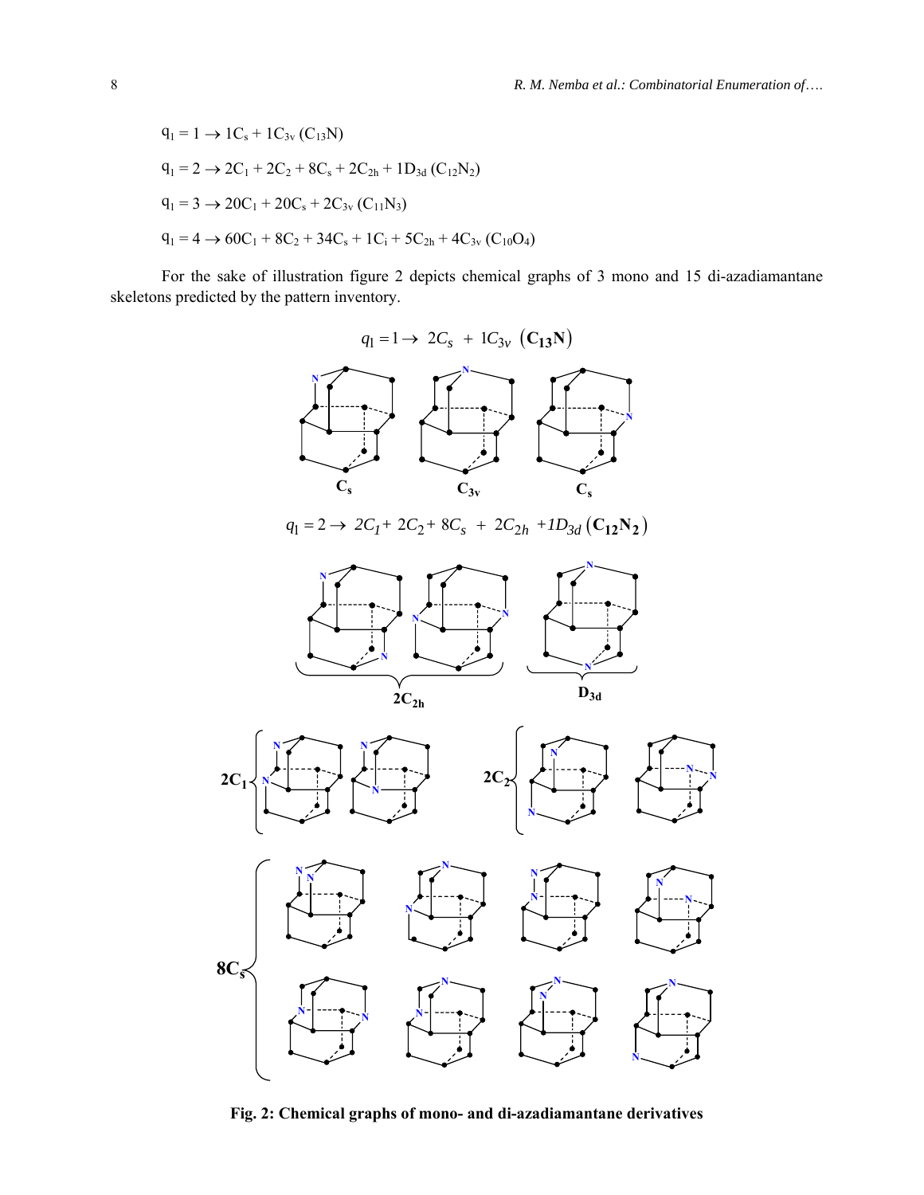$q_1 = 1 \rightarrow 1C_s + 1C_{3v}$ ($C_{13}N$)

$q_1 = 2 \rightarrow 2C_1 + 2C_2 + 8C_s + 2C_{2h} + 1D_{3d}$ ($C_{12}N_2$)

$q_1 = 3 \rightarrow 20C_1 + 20C_s + 2C_{3v}$ ($C_{11}N_3$)

$q_1 = 4 \rightarrow 60C_1 + 8C_2 + 34C_s + 1C_i + 5C_{2h} + 4C_{3v}$ ($C_{10}O_4$)

For the sake of illustration figure 2 depicts chemical graphs of 3 mono and 15 di-azadiamantane skeletons predicted by the pattern inventory.

$q_1 = 1 \rightarrow 2C_s + 1C_{3v}$ ($\mathbf{C_{13}N}$)

$\mathbf{C_s}$ $\mathbf{C_{3v}}$ $\mathbf{C_s}$

$q_1 = 2 \rightarrow 2C_1 + 2C_2 + 8C_s + 2C_{2h} + 1D_{3d}$ ($\mathbf{C_{12}N_2}$)

$\mathbf{2C_{2h}}$ $\mathbf{D_{3d}}$

$\mathbf{2C_1}$ $\mathbf{2C_2}$

$\mathbf{8C_s}$

**Fig. 2: Chemical graphs of mono- and di-azadiamantane derivatives**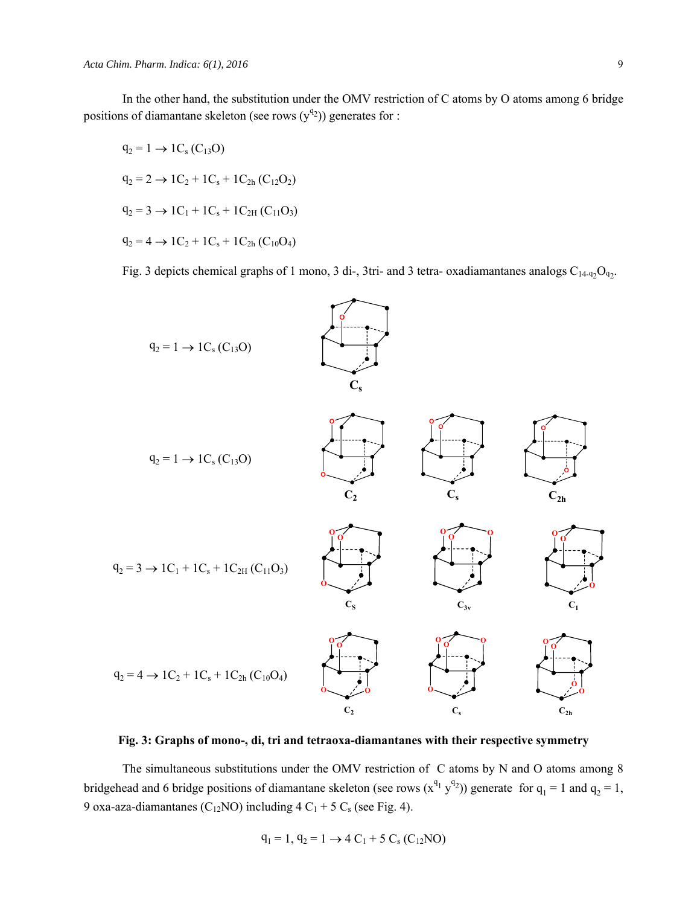In the other hand, the substitution under the OMV restriction of C atoms by O atoms among 6 bridge positions of diamantane skeleton (see rows ($y^{q_2}$)) generates for :

$q_2 = 1 \rightarrow 1C_s$ ($C_{13}O$)

$q_2 = 2 \rightarrow 1C_2 + 1C_s + 1C_{2h}$ ($C_{12}O_2$)

$q_2 = 3 \rightarrow 1C_1 + 1C_s + 1C_{2H}$ ($C_{11}O_3$)

$q_2 = 4 \rightarrow 1C_2 + 1C_s + 1C_{2h}$ ($C_{10}O_4$)

Fig. 3 depicts chemical graphs of 1 mono, 3 di-, 3tri- and 3 tetra- oxadiamantanes analogs $C_{14\text{-}q_2}O_{q_2}$.

$q_2 = 1 \rightarrow 1C_s$ ($C_{13}O$)

$C_s$

$q_2 = 1 \rightarrow 1C_s$ ($C_{13}O$)

$C_2$ $C_s$ $C_{2h}$

$q_2 = 3 \rightarrow 1C_1 + 1C_s + 1C_{2H}$ ($C_{11}O_3$)

$C_S$ $C_{3v}$ $C_1$

$q_2 = 4 \rightarrow 1C_2 + 1C_s + 1C_{2h}$ ($C_{10}O_4$)

$C_2$ $C_s$ $C_{2h}$

**Fig. 3: Graphs of mono-, di, tri and tetraoxa-diamantanes with their respective symmetry**

The simultaneous substitutions under the OMV restriction of C atoms by N and O atoms among 8 bridgehead and 6 bridge positions of diamantane skeleton (see rows ($x^{q_1}$ $y^{q_2}$)) generate for $q_1 = 1$ and $q_2 = 1$, 9 oxa-aza-diamantanes ($C_{12}NO$) including 4 $C_1$ + 5 $C_s$ (see Fig. 4).

$q_1 = 1$, $q_2 = 1 \rightarrow 4\ C_1 + 5\ C_s$ ($C_{12}NO$)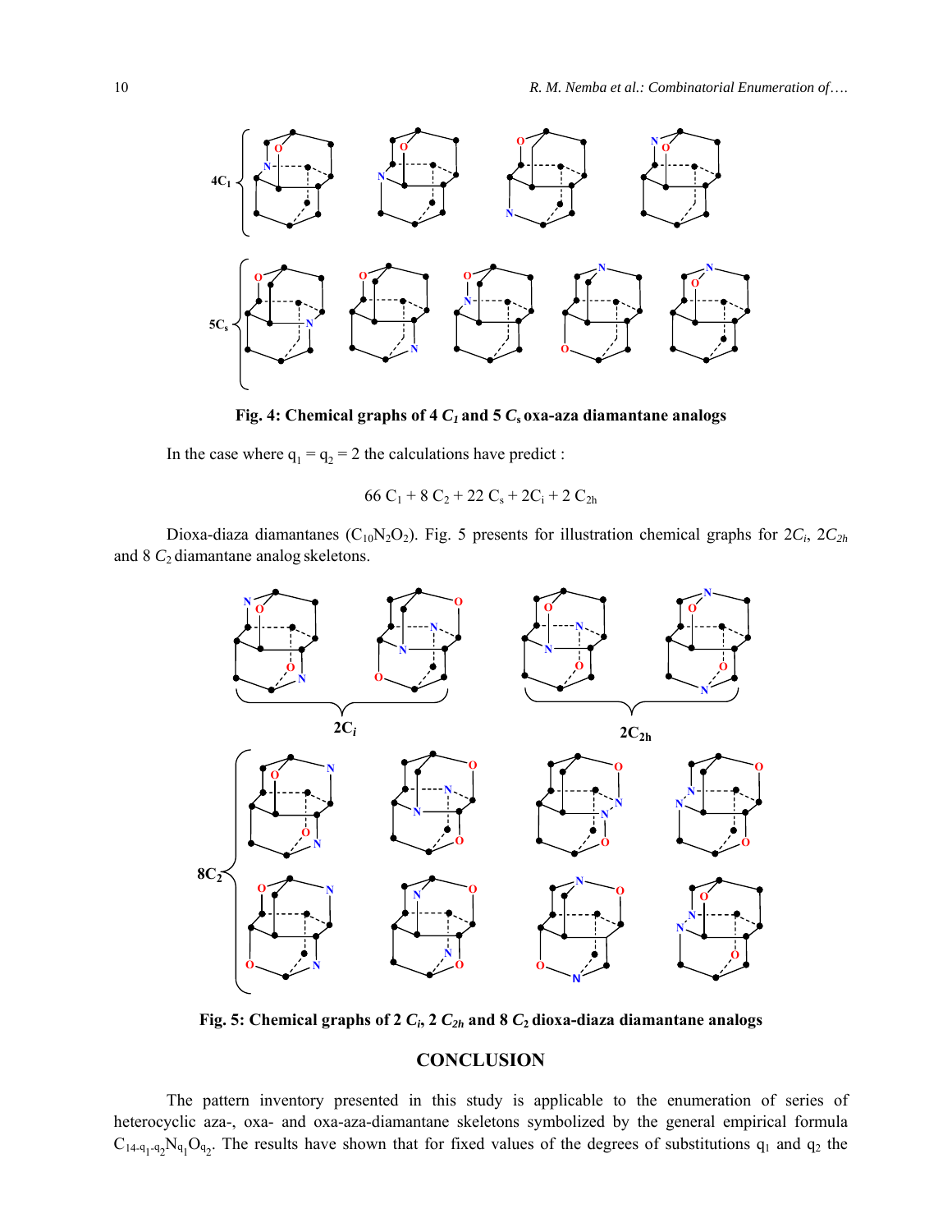**Fig. 4: Chemical graphs of 4 $C_1$ and 5 $C_s$ oxa-aza diamantane analogs**

In the case where $q_1 = q_2 = 2$ the calculations have predict :

$$66\ C_1 + 8\ C_2 + 22\ C_s + 2C_i + 2\ C_{2h}$$

Dioxa-diaza diamantanes ($C_{10}N_2O_2$). Fig. 5 presents for illustration chemical graphs for 2$C_i$, 2$C_{2h}$ and 8 $C_2$ diamantane analog skeletons.

**Fig. 5: Chemical graphs of 2 $C_i$, 2 $C_{2h}$ and 8 $C_2$ dioxa-diaza diamantane analogs**

## CONCLUSION

The pattern inventory presented in this study is applicable to the enumeration of series of heterocyclic aza-, oxa- and oxa-aza-diamantane skeletons symbolized by the general empirical formula $C_{14\text{-}q_1\text{-}q_2}N_{q_1}O_{q_2}$. The results have shown that for fixed values of the degrees of substitutions $q_1$ and $q_2$ the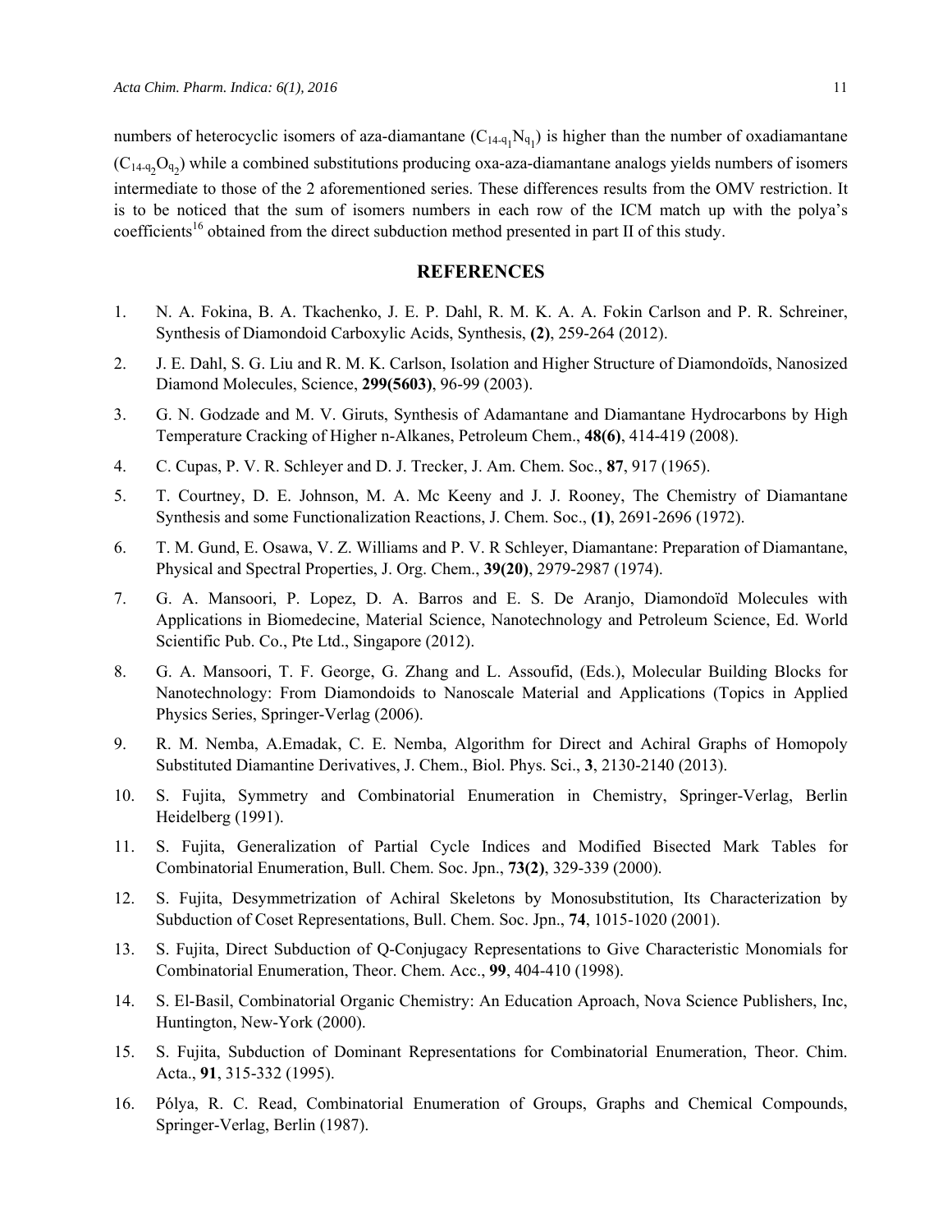numbers of heterocyclic isomers of aza-diamantane ($C_{14\text{-}q_1}N_{q_1}$) is higher than the number of oxadiamantane ($C_{14\text{-}q_2}O_{q_2}$) while a combined substitutions producing oxa-aza-diamantane analogs yields numbers of isomers intermediate to those of the 2 aforementioned series. These differences results from the OMV restriction. It is to be noticed that the sum of isomers numbers in each row of the ICM match up with the polya's coefficients[16] obtained from the direct subduction method presented in part II of this study.

## REFERENCES

1. N. A. Fokina, B. A. Tkachenko, J. E. P. Dahl, R. M. K. A. A. Fokin Carlson and P. R. Schreiner, Synthesis of Diamondoid Carboxylic Acids, Synthesis, **(2)**, 259-264 (2012).
2. J. E. Dahl, S. G. Liu and R. M. K. Carlson, Isolation and Higher Structure of Diamondoïds, Nanosized Diamond Molecules, Science, **299(5603)**, 96-99 (2003).
3. G. N. Godzade and M. V. Giruts, Synthesis of Adamantane and Diamantane Hydrocarbons by High Temperature Cracking of Higher n-Alkanes, Petroleum Chem., **48(6)**, 414-419 (2008).
4. C. Cupas, P. V. R. Schleyer and D. J. Trecker, J. Am. Chem. Soc., **87**, 917 (1965).
5. T. Courtney, D. E. Johnson, M. A. Mc Keeny and J. J. Rooney, The Chemistry of Diamantane Synthesis and some Functionalization Reactions, J. Chem. Soc., **(1)**, 2691-2696 (1972).
6. T. M. Gund, E. Osawa, V. Z. Williams and P. V. R Schleyer, Diamantane: Preparation of Diamantane, Physical and Spectral Properties, J. Org. Chem., **39(20)**, 2979-2987 (1974).
7. G. A. Mansoori, P. Lopez, D. A. Barros and E. S. De Aranjo, Diamondoïd Molecules with Applications in Biomedecine, Material Science, Nanotechnology and Petroleum Science, Ed. World Scientific Pub. Co., Pte Ltd., Singapore (2012).
8. G. A. Mansoori, T. F. George, G. Zhang and L. Assoufid, (Eds.), Molecular Building Blocks for Nanotechnology: From Diamondoids to Nanoscale Material and Applications (Topics in Applied Physics Series, Springer-Verlag (2006).
9. R. M. Nemba, A.Emadak, C. E. Nemba, Algorithm for Direct and Achiral Graphs of Homopoly Substituted Diamantine Derivatives, J. Chem., Biol. Phys. Sci., **3**, 2130-2140 (2013).
10. S. Fujita, Symmetry and Combinatorial Enumeration in Chemistry, Springer-Verlag, Berlin Heidelberg (1991).
11. S. Fujita, Generalization of Partial Cycle Indices and Modified Bisected Mark Tables for Combinatorial Enumeration, Bull. Chem. Soc. Jpn., **73(2)**, 329-339 (2000).
12. S. Fujita, Desymmetrization of Achiral Skeletons by Monosubstitution, Its Characterization by Subduction of Coset Representations, Bull. Chem. Soc. Jpn., **74**, 1015-1020 (2001).
13. S. Fujita, Direct Subduction of Q-Conjugacy Representations to Give Characteristic Monomials for Combinatorial Enumeration, Theor. Chem. Acc., **99**, 404-410 (1998).
14. S. El-Basil, Combinatorial Organic Chemistry: An Education Aproach, Nova Science Publishers, Inc, Huntington, New-York (2000).
15. S. Fujita, Subduction of Dominant Representations for Combinatorial Enumeration, Theor. Chim. Acta., **91**, 315-332 (1995).
16. Pólya, R. C. Read, Combinatorial Enumeration of Groups, Graphs and Chemical Compounds, Springer-Verlag, Berlin (1987).